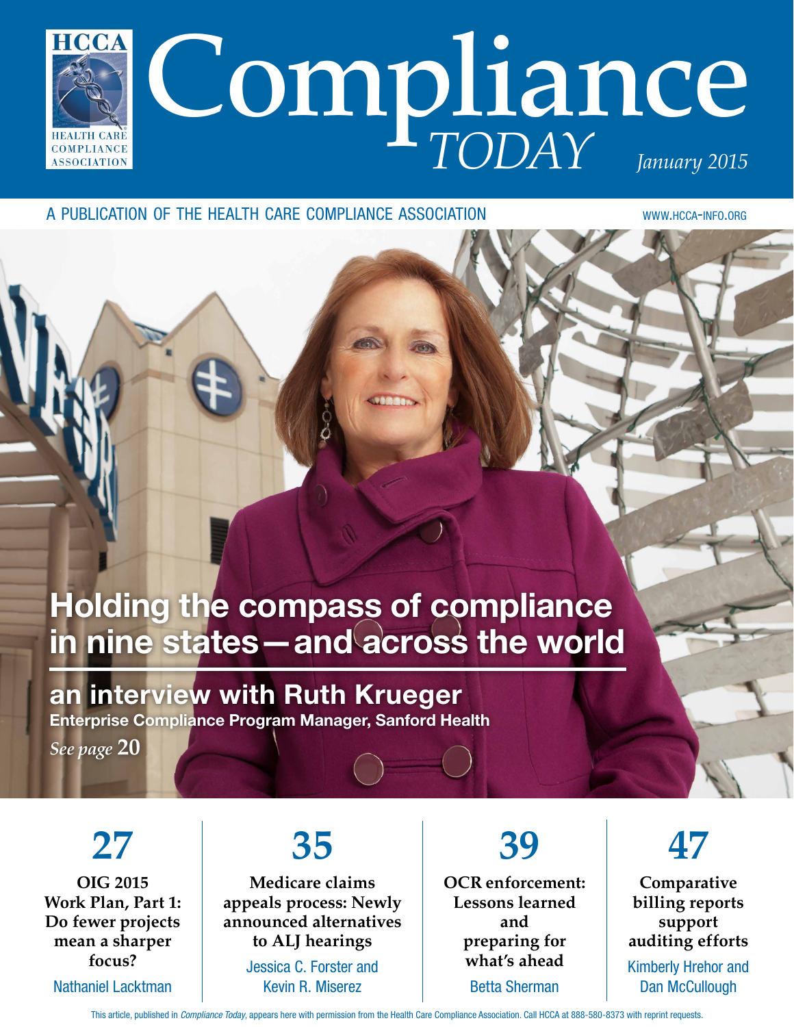# Compliance *TODAY*

*January 2015*

HCCA HEALTH CARE COMPLIANCE ASSOCIATION

A PUBLICATION OF THE HEALTH CARE COMPLIANCE ASSOCIATION

WWW.HCCA-INFO.ORG

## Holding the compass of compliance in nine states—and across the world

### an interview with Ruth Krueger

**Enterprise Compliance Program Manager, Sanford Health**

*See page* **20**

**27**

**OIG 2015 Work Plan, Part 1: Do fewer projects mean a sharper focus?**

Nathaniel Lacktman

**35**

**Medicare claims appeals process: Newly announced alternatives to ALJ hearings**

Jessica C. Forster and Kevin R. Miserez

**39**

**OCR enforcement: Lessons learned and preparing for what's ahead**

Betta Sherman

**47**

**Comparative billing reports support auditing efforts**

Kimberly Hrehor and Dan McCullough

This article, published in *Compliance Today*, appears here with permission from the Health Care Compliance Association. Call HCCA at 888-580-8373 with reprint requests.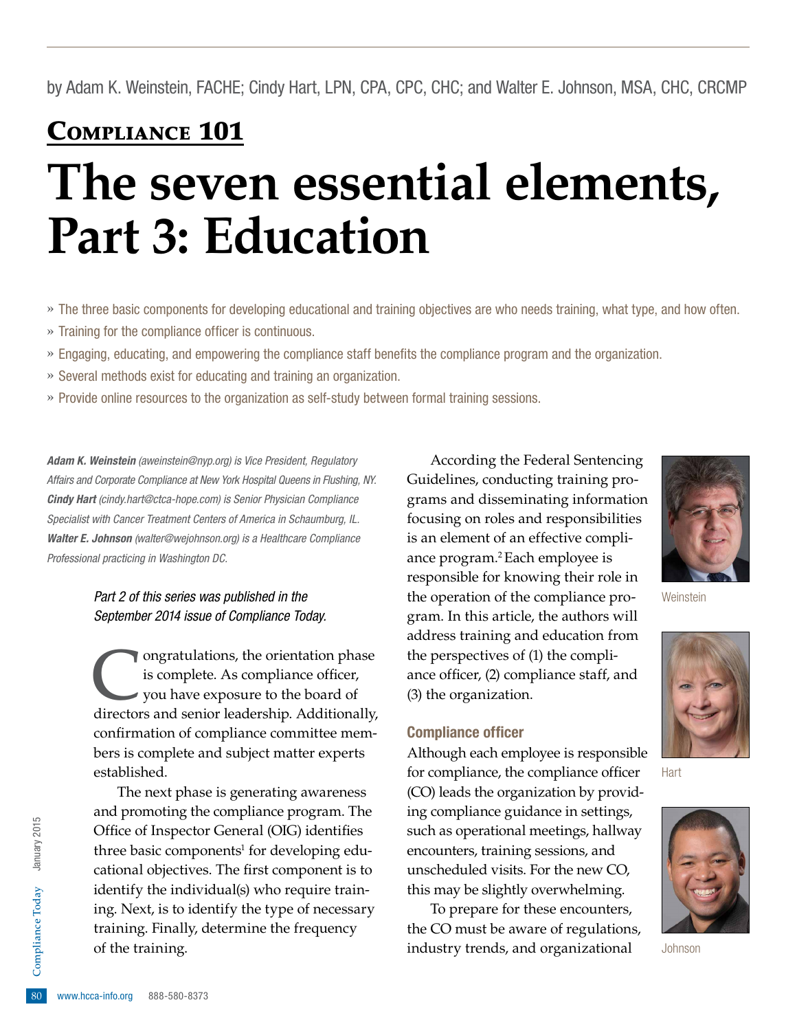by Adam K. Weinstein, FACHE; Cindy Hart, LPN, CPA, CPC, CHC; and Walter E. Johnson, MSA, CHC, CRCMP

**Compliance 101**

# The seven essential elements, Part 3: Education

» The three basic components for developing educational and training objectives are who needs training, what type, and how often.

» Training for the compliance officer is continuous.

» Engaging, educating, and empowering the compliance staff benefits the compliance program and the organization.

» Several methods exist for educating and training an organization.

» Provide online resources to the organization as self-study between formal training sessions.

***Adam K. Weinstein*** *(aweinstein@nyp.org) is Vice President, Regulatory Affairs and Corporate Compliance at New York Hospital Queens in Flushing, NY.* ***Cindy Hart*** *(cindy.hart@ctca-hope.com) is Senior Physician Compliance Specialist with Cancer Treatment Centers of America in Schaumburg, IL.* ***Walter E. Johnson*** *(walter@wejohnson.org) is a Healthcare Compliance Professional practicing in Washington DC.*

*Part 2 of this series was published in the September 2014 issue of Compliance Today.*

Congratulations, the orientation phase is complete. As compliance officer, you have exposure to the board of directors and senior leadership. Additionally, confirmation of compliance committee members is complete and subject matter experts established.

The next phase is generating awareness and promoting the compliance program. The Office of Inspector General (OIG) identifies three basic components[1] for developing educational objectives. The first component is to identify the individual(s) who require training. Next, is to identify the type of necessary training. Finally, determine the frequency of the training.

According the Federal Sentencing Guidelines, conducting training programs and disseminating information focusing on roles and responsibilities is an element of an effective compliance program.[2] Each employee is responsible for knowing their role in the operation of the compliance program. In this article, the authors will address training and education from the perspectives of (1) the compliance officer, (2) compliance staff, and (3) the organization.

Weinstein

Hart

Johnson

### Compliance officer

Although each employee is responsible for compliance, the compliance officer (CO) leads the organization by providing compliance guidance in settings, such as operational meetings, hallway encounters, training sessions, and unscheduled visits. For the new CO, this may be slightly overwhelming.

To prepare for these encounters, the CO must be aware of regulations, industry trends, and organizational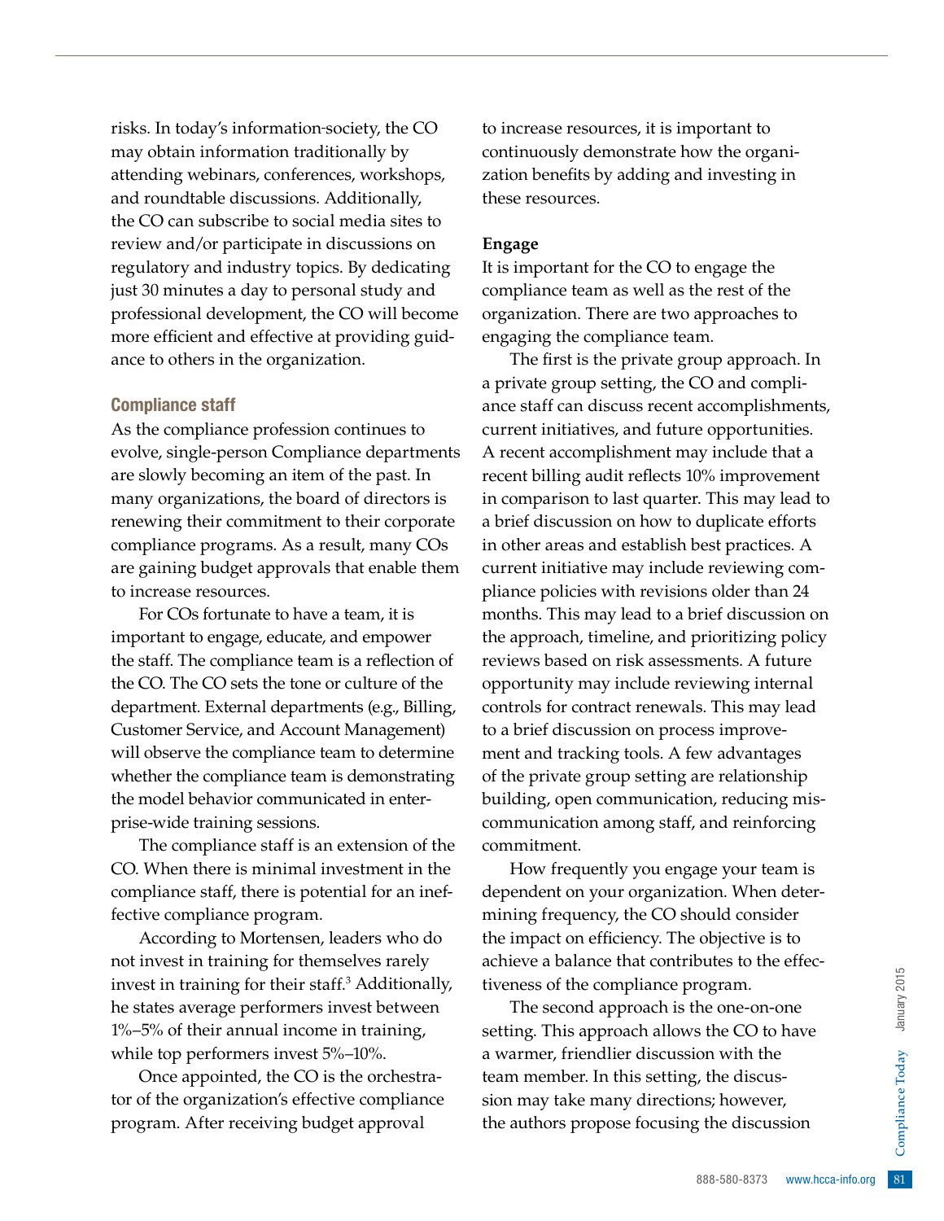risks. In today's information-society, the CO may obtain information traditionally by attending webinars, conferences, workshops, and roundtable discussions. Additionally, the CO can subscribe to social media sites to review and/or participate in discussions on regulatory and industry topics. By dedicating just 30 minutes a day to personal study and professional development, the CO will become more efficient and effective at providing guidance to others in the organization.

## Compliance staff

As the compliance profession continues to evolve, single-person Compliance departments are slowly becoming an item of the past. In many organizations, the board of directors is renewing their commitment to their corporate compliance programs. As a result, many COs are gaining budget approvals that enable them to increase resources.

For COs fortunate to have a team, it is important to engage, educate, and empower the staff. The compliance team is a reflection of the CO. The CO sets the tone or culture of the department. External departments (e.g., Billing, Customer Service, and Account Management) will observe the compliance team to determine whether the compliance team is demonstrating the model behavior communicated in enterprise-wide training sessions.

The compliance staff is an extension of the CO. When there is minimal investment in the compliance staff, there is potential for an ineffective compliance program.

According to Mortensen, leaders who do not invest in training for themselves rarely invest in training for their staff.[3] Additionally, he states average performers invest between 1%–5% of their annual income in training, while top performers invest 5%–10%.

Once appointed, the CO is the orchestrator of the organization's effective compliance program. After receiving budget approval to increase resources, it is important to continuously demonstrate how the organization benefits by adding and investing in these resources.

### Engage

It is important for the CO to engage the compliance team as well as the rest of the organization. There are two approaches to engaging the compliance team.

The first is the private group approach. In a private group setting, the CO and compliance staff can discuss recent accomplishments, current initiatives, and future opportunities. A recent accomplishment may include that a recent billing audit reflects 10% improvement in comparison to last quarter. This may lead to a brief discussion on how to duplicate efforts in other areas and establish best practices. A current initiative may include reviewing compliance policies with revisions older than 24 months. This may lead to a brief discussion on the approach, timeline, and prioritizing policy reviews based on risk assessments. A future opportunity may include reviewing internal controls for contract renewals. This may lead to a brief discussion on process improvement and tracking tools. A few advantages of the private group setting are relationship building, open communication, reducing miscommunication among staff, and reinforcing commitment.

How frequently you engage your team is dependent on your organization. When determining frequency, the CO should consider the impact on efficiency. The objective is to achieve a balance that contributes to the effectiveness of the compliance program.

The second approach is the one-on-one setting. This approach allows the CO to have a warmer, friendlier discussion with the team member. In this setting, the discussion may take many directions; however, the authors propose focusing the discussion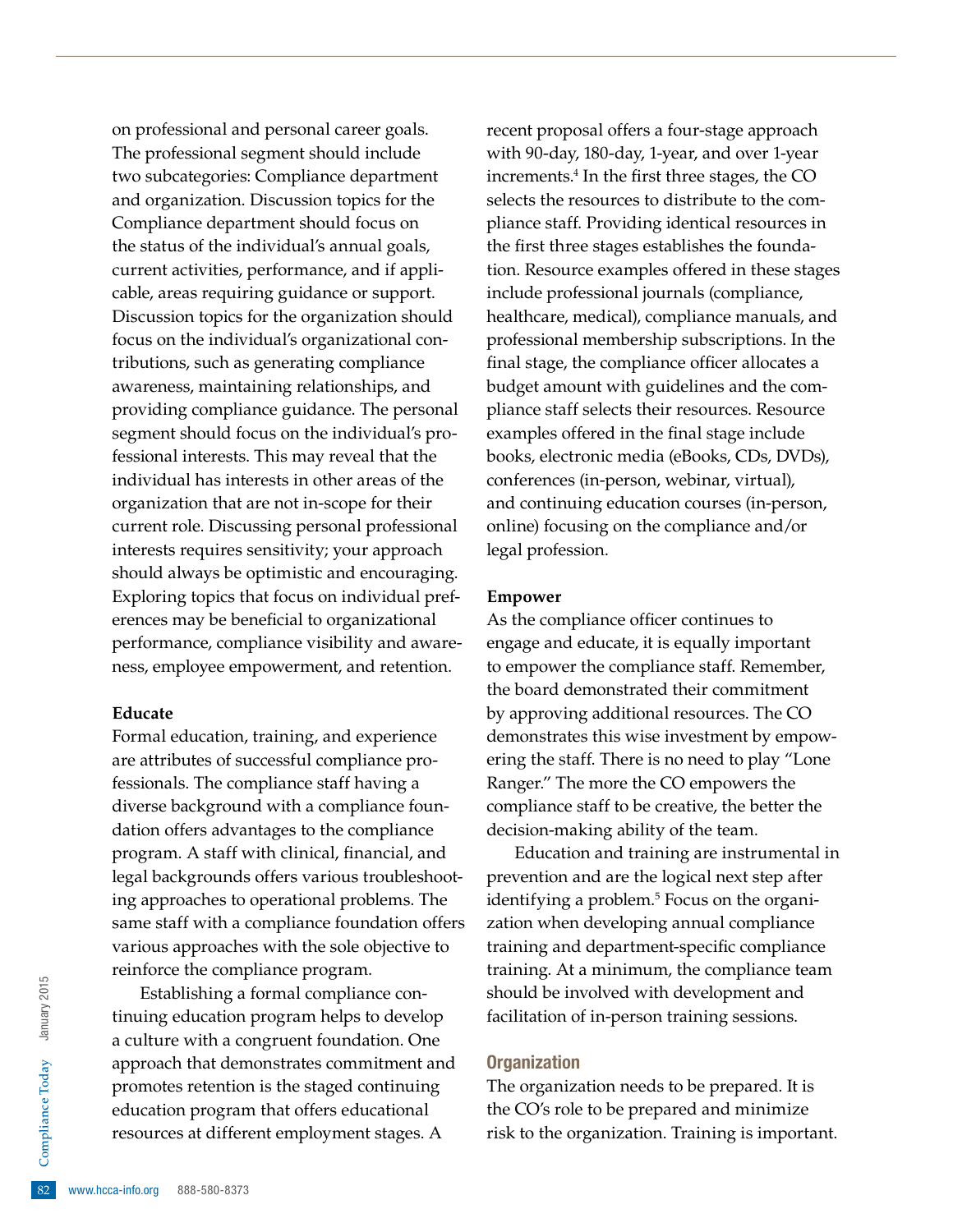on professional and personal career goals. The professional segment should include two subcategories: Compliance department and organization. Discussion topics for the Compliance department should focus on the status of the individual's annual goals, current activities, performance, and if applicable, areas requiring guidance or support. Discussion topics for the organization should focus on the individual's organizational contributions, such as generating compliance awareness, maintaining relationships, and providing compliance guidance. The personal segment should focus on the individual's professional interests. This may reveal that the individual has interests in other areas of the organization that are not in-scope for their current role. Discussing personal professional interests requires sensitivity; your approach should always be optimistic and encouraging. Exploring topics that focus on individual preferences may be beneficial to organizational performance, compliance visibility and awareness, employee empowerment, and retention.

**Educate**

Formal education, training, and experience are attributes of successful compliance professionals. The compliance staff having a diverse background with a compliance foundation offers advantages to the compliance program. A staff with clinical, financial, and legal backgrounds offers various troubleshooting approaches to operational problems. The same staff with a compliance foundation offers various approaches with the sole objective to reinforce the compliance program.

Establishing a formal compliance continuing education program helps to develop a culture with a congruent foundation. One approach that demonstrates commitment and promotes retention is the staged continuing education program that offers educational resources at different employment stages. A recent proposal offers a four-stage approach with 90-day, 180-day, 1-year, and over 1-year increments.[4] In the first three stages, the CO selects the resources to distribute to the compliance staff. Providing identical resources in the first three stages establishes the foundation. Resource examples offered in these stages include professional journals (compliance, healthcare, medical), compliance manuals, and professional membership subscriptions. In the final stage, the compliance officer allocates a budget amount with guidelines and the compliance staff selects their resources. Resource examples offered in the final stage include books, electronic media (eBooks, CDs, DVDs), conferences (in-person, webinar, virtual), and continuing education courses (in-person, online) focusing on the compliance and/or legal profession.

**Empower**

As the compliance officer continues to engage and educate, it is equally important to empower the compliance staff. Remember, the board demonstrated their commitment by approving additional resources. The CO demonstrates this wise investment by empowering the staff. There is no need to play "Lone Ranger." The more the CO empowers the compliance staff to be creative, the better the decision-making ability of the team.

Education and training are instrumental in prevention and are the logical next step after identifying a problem.[5] Focus on the organization when developing annual compliance training and department-specific compliance training. At a minimum, the compliance team should be involved with development and facilitation of in-person training sessions.

## Organization

The organization needs to be prepared. It is the CO's role to be prepared and minimize risk to the organization. Training is important.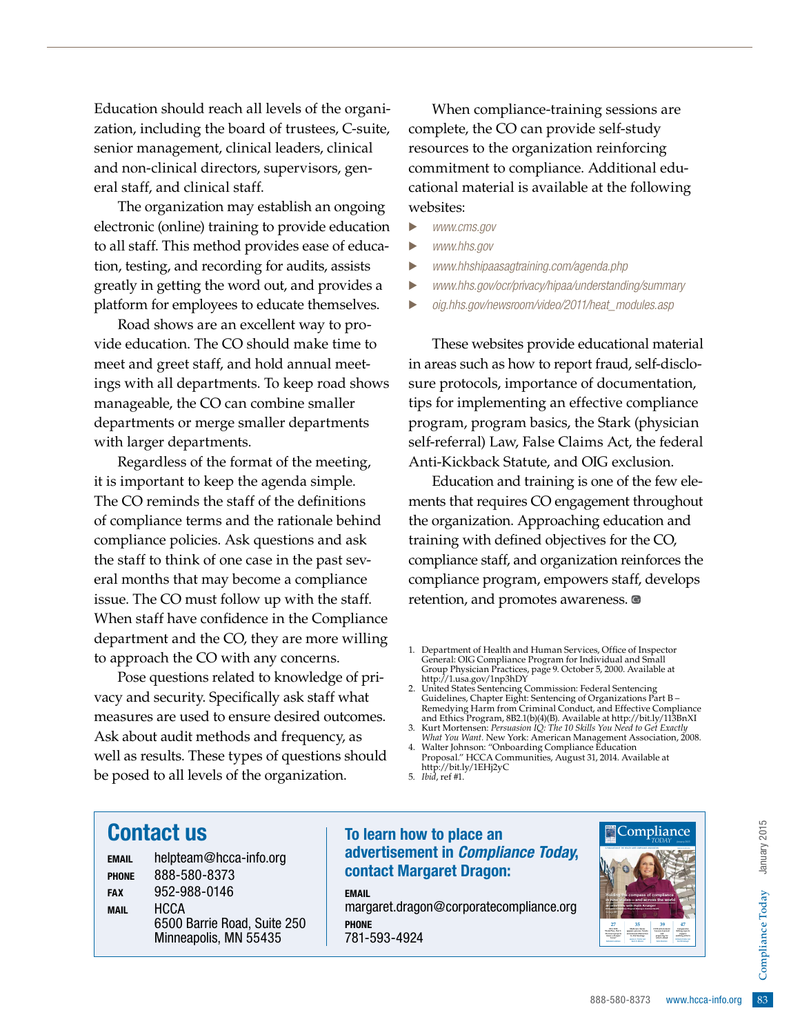Education should reach all levels of the organization, including the board of trustees, C-suite, senior management, clinical leaders, clinical and non-clinical directors, supervisors, general staff, and clinical staff.

The organization may establish an ongoing electronic (online) training to provide education to all staff. This method provides ease of education, testing, and recording for audits, assists greatly in getting the word out, and provides a platform for employees to educate themselves.

Road shows are an excellent way to provide education. The CO should make time to meet and greet staff, and hold annual meetings with all departments. To keep road shows manageable, the CO can combine smaller departments or merge smaller departments with larger departments.

Regardless of the format of the meeting, it is important to keep the agenda simple. The CO reminds the staff of the definitions of compliance terms and the rationale behind compliance policies. Ask questions and ask the staff to think of one case in the past several months that may become a compliance issue. The CO must follow up with the staff. When staff have confidence in the Compliance department and the CO, they are more willing to approach the CO with any concerns.

Pose questions related to knowledge of privacy and security. Specifically ask staff what measures are used to ensure desired outcomes. Ask about audit methods and frequency, as well as results. These types of questions should be posed to all levels of the organization.

When compliance-training sessions are complete, the CO can provide self-study resources to the organization reinforcing commitment to compliance. Additional educational material is available at the following websites:

- *www.cms.gov*
- *www.hhs.gov*
- *www.hhshipaasagtraining.com/agenda.php*
- *www.hhs.gov/ocr/privacy/hipaa/understanding/summary*
- *oig.hhs.gov/newsroom/video/2011/heat_modules.asp*

These websites provide educational material in areas such as how to report fraud, self-disclosure protocols, importance of documentation, tips for implementing an effective compliance program, program basics, the Stark (physician self-referral) Law, False Claims Act, the federal Anti-Kickback Statute, and OIG exclusion.

Education and training is one of the few elements that requires CO engagement throughout the organization. Approaching education and training with defined objectives for the CO, compliance staff, and organization reinforces the compliance program, empowers staff, develops retention, and promotes awareness.

1. Department of Health and Human Services, Office of Inspector General: OIG Compliance Program for Individual and Small Group Physician Practices, page 9. October 5, 2000. Available at http://1.usa.gov/1np3hDY
2. United States Sentencing Commission: Federal Sentencing Guidelines, Chapter Eight: Sentencing of Organizations Part B – Remedying Harm from Criminal Conduct, and Effective Compliance and Ethics Program, 8B2.1(b)(4)(B). Available at http://bit.ly/113BnXI
3. Kurt Mortensen: *Persuasion IQ: The 10 Skills You Need to Get Exactly What You Want*. New York: American Management Association, 2008.
4. Walter Johnson: "Onboarding Compliance Education Proposal." HCCA Communities, August 31, 2014. Available at http://bit.ly/1EHj2yC
5. *Ibid*, ref #1.

## Contact us

**EMAIL** helpteam@hcca-info.org
**PHONE** 888-580-8373
**FAX** 952-988-0146
**MAIL** HCCA
6500 Barrie Road, Suite 250
Minneapolis, MN 55435

### To learn how to place an advertisement in *Compliance Today*, contact Margaret Dragon:

**EMAIL**
margaret.dragon@corporatecompliance.org
**PHONE**
781-593-4924